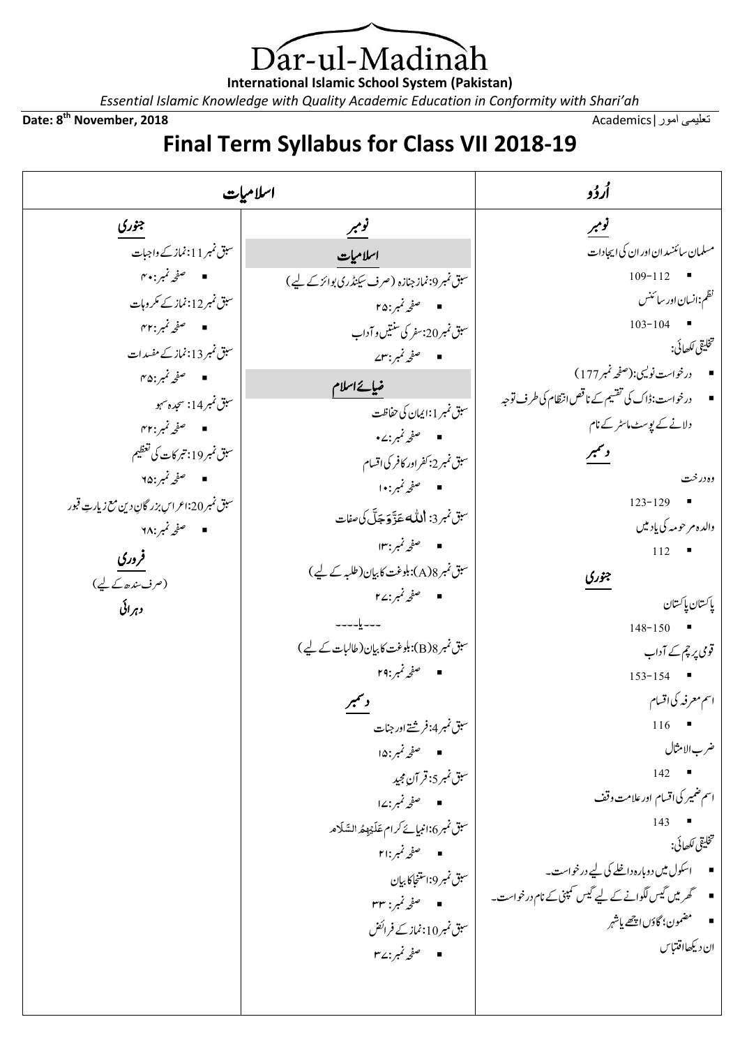# Dar-ul-Madinah

**International Islamic School System (Pakistan)**

*Essential Islamic Knowledge with Quality Academic Education in Conformity with Shari'ah*

**Date: 8th November, 2018** | تعلیمی امور | Academics

## Final Term Syllabus for Class VII 2018-19

### اُردُو

**نومبر**

مسلمان سائنسدان اور ان کی ایجادات
- 109-112

نظم: انسان اور سائنس
- 103-104

تخلیقی لکھائی:
- درخواست نویسی: (صفحہ نمبر 177)
- درخواست: ڈاک کی تقسیم کے ناقص انتظام کی طرف توجہ دلانے کے پوسٹ ماسٹر کے نام

**دسمبر**

وہ درخت
- 123-129

والدہ مرحومہ کی یاد میں
- 112

**جنوری**

پاکستان پاکستان
- 148-150

قومی پرچم کے آداب
- 153-154

اسم معرفہ کی اقسام
- 116

ضرب الامثال
- 142

اسم ضمیر کی اقسام اور علامت وقف
- 143

تخلیقی لکھائی:
- اسکول میں دوبارہ داخلے کی لیے درخواست۔
- گھر میں گیس لگوانے کے لیے گیس کمپنی کے نام درخواست۔
- مضمون؛ گاؤں اچھے یا شہر

ان دیکھا اقتباس

### اسلامیات

**نومبر**

**اسلامیات**

سبق نمبر9: نماز جنازہ (صرف سیکنڈری بوائز کے لیے)
- صفحہ نمبر: ۲۵

سبق نمبر20: سفر کی سنتیں و آداب
- صفحہ نمبر: ۳۷

**ضیائے اسلام**

سبق نمبر1: ایمان کی حفاظت
- صفحہ نمبر: ۰۷

سبق نمبر2: کفر اور کافر کی اقسام
- صفحہ نمبر: ۱۰

سبق نمبر3: اللہ عَزَّوَجَلَّ کی صفات
- صفحہ نمبر: ۱۳

سبق نمبر8(A): بلوغت کا بیان (طلبہ کے لیے)
- صفحہ نمبر: ۲۷

----یا----

سبق نمبر8(B): بلوغت کا بیان (طالبات کے لیے)
- صفحہ نمبر: ۲۹

**دسمبر**

سبق نمبر4: فرشتے اور جنات
- صفحہ نمبر: ۱۵

سبق نمبر5: قرآن مجید
- صفحہ نمبر: ۱۷

سبق نمبر6: انبیائے کرام عَلَیْہِمُ السَّلَام
- صفحہ نمبر: ۲۱

سبق نمبر9: استنجا کا بیان
- صفحہ نمبر: ۳۳

سبق نمبر10: نماز کے فرائض
- صفحہ نمبر: ۳۷

**جنوری**

سبق نمبر11: نماز کے واجبات
- صفحہ نمبر: ۴۰

سبق نمبر12: نماز کے مکروہات
- صفحہ نمبر: ۴۲

سبق نمبر13: نماز کے مفسدات
- صفحہ نمبر: ۴۵

سبق نمبر14: سجدہ سہو
- صفحہ نمبر: ۴۲

سبق نمبر19: تبرکات کی تعظیم
- صفحہ نمبر: ۶۵

سبق نمبر20: اعراس بزرگانِ دین مع زیارتِ قبور
- صفحہ نمبر: ۶۸

**فروری**

(صرف سندھ کے لیے)

**دہرائی**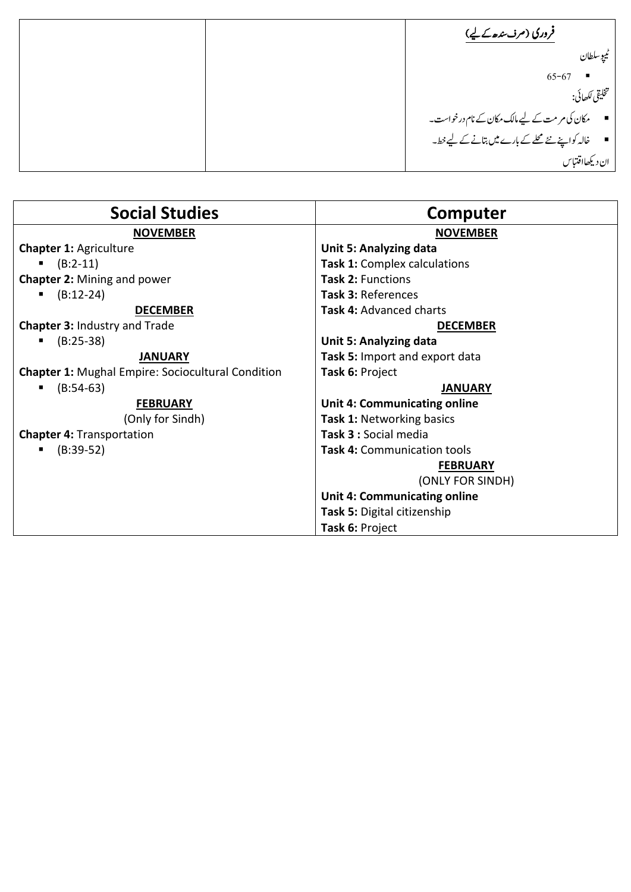| | | **فروری (صرف سندھ کے لیے)**<br>ٹیپو سلطان<br>▪ 65-67<br>تخلیقی لکھائی:<br>▪ مکان کی مرمت کے لیے مالک مکان کے نام درخواست۔<br>▪ خالہ کو اپنے نئے محلے کے بارے میں بتانے کے لیے خط۔<br>ان دیکھا اقتباس |
|---|---|---|

| Social Studies | Computer |
|---|---|
| **NOVEMBER** | **NOVEMBER** |
| **Chapter 1:** Agriculture | **Unit 5: Analyzing data** |
| ▪ (B:2-11) | **Task 1:** Complex calculations |
| **Chapter 2:** Mining and power | **Task 2:** Functions |
| ▪ (B:12-24) | **Task 3:** References |
| **DECEMBER** | **Task 4:** Advanced charts |
| **Chapter 3:** Industry and Trade | **DECEMBER** |
| ▪ (B:25-38) | **Unit 5: Analyzing data** |
| **JANUARY** | **Task 5:** Import and export data |
| **Chapter 1:** Mughal Empire: Sociocultural Condition | **Task 6:** Project |
| ▪ (B:54-63) | **JANUARY** |
| **FEBRUARY** | **Unit 4: Communicating online** |
| (Only for Sindh) | **Task 1:** Networking basics |
| **Chapter 4:** Transportation | **Task 3 :** Social media |
| ▪ (B:39-52) | **Task 4:** Communication tools |
| | **FEBRUARY** |
| | (ONLY FOR SINDH) |
| | **Unit 4: Communicating online** |
| | **Task 5:** Digital citizenship |
| | **Task 6:** Project |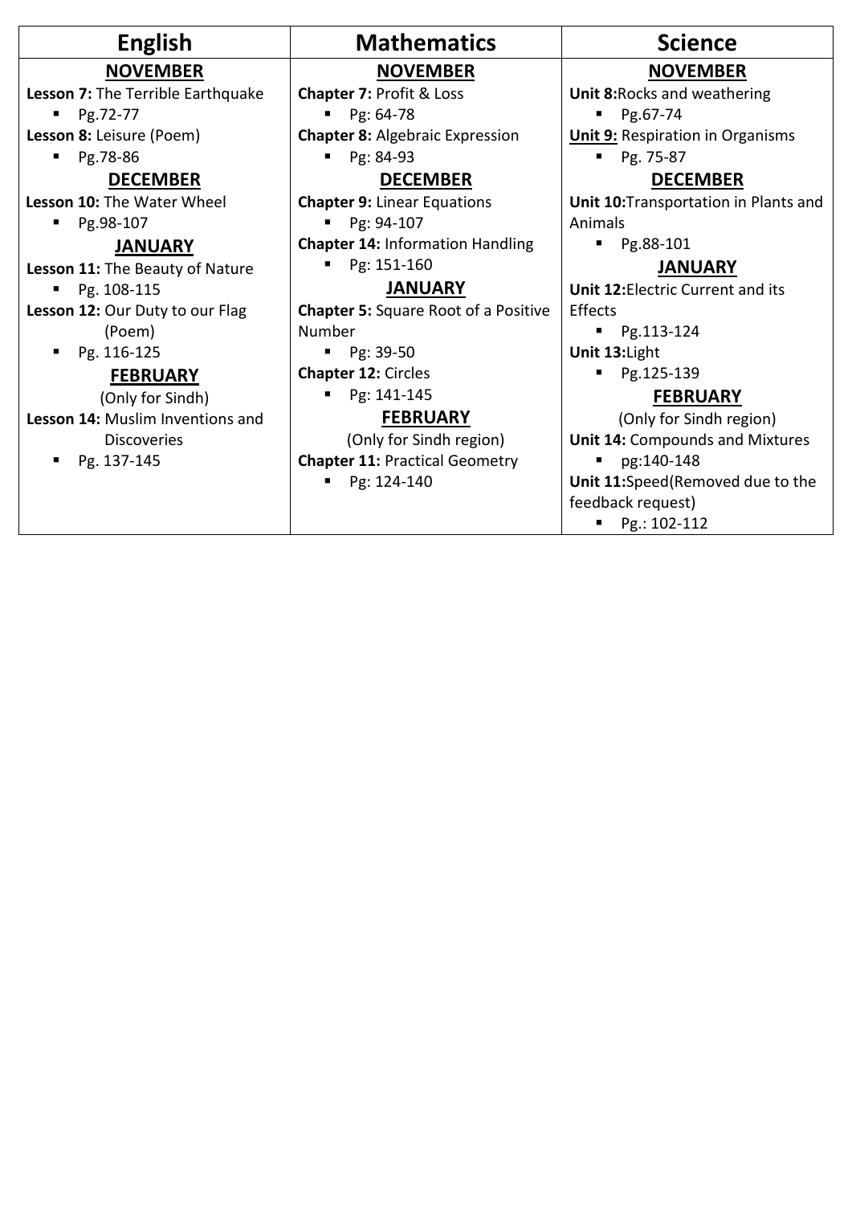| English | Mathematics | Science |
|---|---|---|
| **NOVEMBER** | **NOVEMBER** | **NOVEMBER** |
| **Lesson 7:** The Terrible Earthquake<br>▪ Pg.72-77<br>**Lesson 8:** Leisure (Poem)<br>▪ Pg.78-86 | **Chapter 7:** Profit & Loss<br>▪ Pg: 64-78<br>**Chapter 8:** Algebraic Expression<br>▪ Pg: 84-93 | **Unit 8:**Rocks and weathering<br>▪ Pg.67-74<br>**Unit 9:** Respiration in Organisms<br>▪ Pg. 75-87 |
| **DECEMBER** | **DECEMBER** | **DECEMBER** |
| **Lesson 10:** The Water Wheel<br>▪ Pg.98-107 | **Chapter 9:** Linear Equations<br>▪ Pg: 94-107<br>**Chapter 14:** Information Handling<br>▪ Pg: 151-160 | **Unit 10:**Transportation in Plants and Animals<br>▪ Pg.88-101 |
| **JANUARY** | **JANUARY** | **JANUARY** |
| **Lesson 11:** The Beauty of Nature<br>▪ Pg. 108-115<br>**Lesson 12:** Our Duty to our Flag (Poem)<br>▪ Pg. 116-125 | **Chapter 5:** Square Root of a Positive Number<br>▪ Pg: 39-50<br>**Chapter 12:** Circles<br>▪ Pg: 141-145 | **Unit 12:**Electric Current and its Effects<br>▪ Pg.113-124<br>**Unit 13:**Light<br>▪ Pg.125-139 |
| **FEBRUARY**<br>(Only for Sindh) | **FEBRUARY**<br>(Only for Sindh region) | **FEBRUARY**<br>(Only for Sindh region) |
| **Lesson 14:** Muslim Inventions and Discoveries<br>▪ Pg. 137-145 | **Chapter 11:** Practical Geometry<br>▪ Pg: 124-140 | **Unit 14:** Compounds and Mixtures<br>▪ pg:140-148<br>**Unit 11:**Speed(Removed due to the feedback request)<br>▪ Pg.: 102-112 |